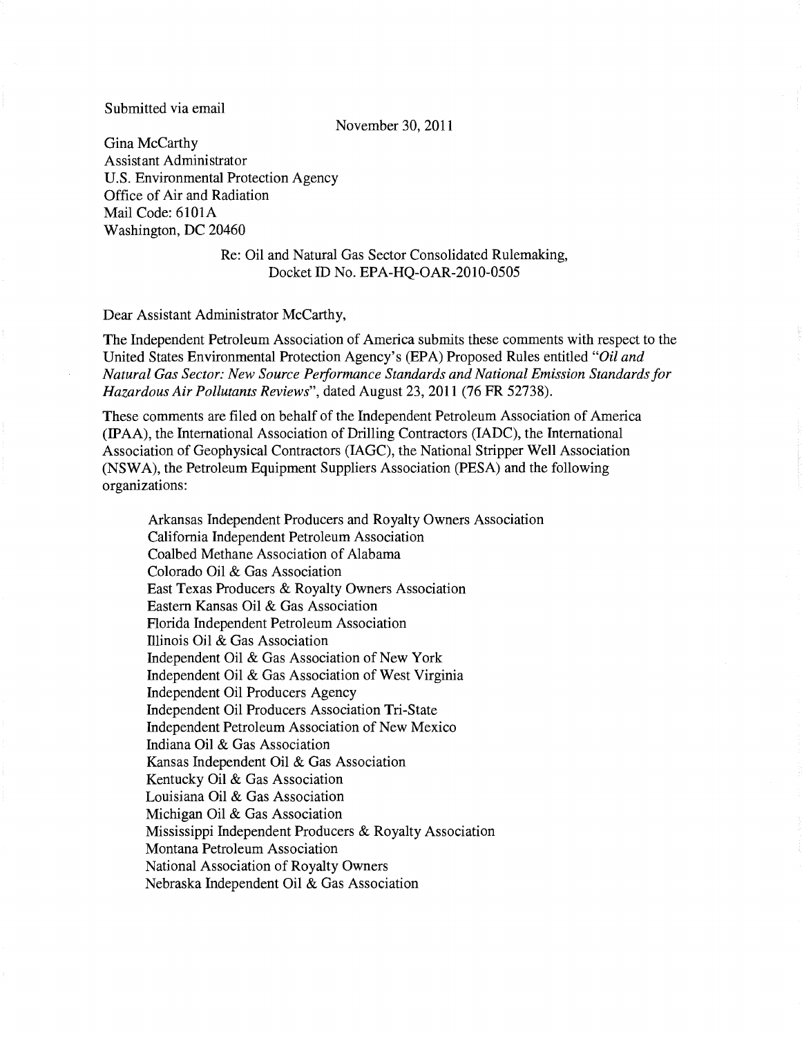Submitted via email

November 30, 2011

Gina McCarthy
Assistant Administrator
U.S. Environmental Protection Agency
Office of Air and Radiation
Mail Code: 6101A
Washington, DC 20460

Re: Oil and Natural Gas Sector Consolidated Rulemaking,
Docket ID No. EPA-HQ-OAR-2010-0505

Dear Assistant Administrator McCarthy,

The Independent Petroleum Association of America submits these comments with respect to the United States Environmental Protection Agency's (EPA) Proposed Rules entitled *"Oil and Natural Gas Sector: New Source Performance Standards and National Emission Standards for Hazardous Air Pollutants Reviews"*, dated August 23, 2011 (76 FR 52738).

These comments are filed on behalf of the Independent Petroleum Association of America (IPAA), the International Association of Drilling Contractors (IADC), the International Association of Geophysical Contractors (IAGC), the National Stripper Well Association (NSWA), the Petroleum Equipment Suppliers Association (PESA) and the following organizations:

Arkansas Independent Producers and Royalty Owners Association
California Independent Petroleum Association
Coalbed Methane Association of Alabama
Colorado Oil & Gas Association
East Texas Producers & Royalty Owners Association
Eastern Kansas Oil & Gas Association
Florida Independent Petroleum Association
Illinois Oil & Gas Association
Independent Oil & Gas Association of New York
Independent Oil & Gas Association of West Virginia
Independent Oil Producers Agency
Independent Oil Producers Association Tri-State
Independent Petroleum Association of New Mexico
Indiana Oil & Gas Association
Kansas Independent Oil & Gas Association
Kentucky Oil & Gas Association
Louisiana Oil & Gas Association
Michigan Oil & Gas Association
Mississippi Independent Producers & Royalty Association
Montana Petroleum Association
National Association of Royalty Owners
Nebraska Independent Oil & Gas Association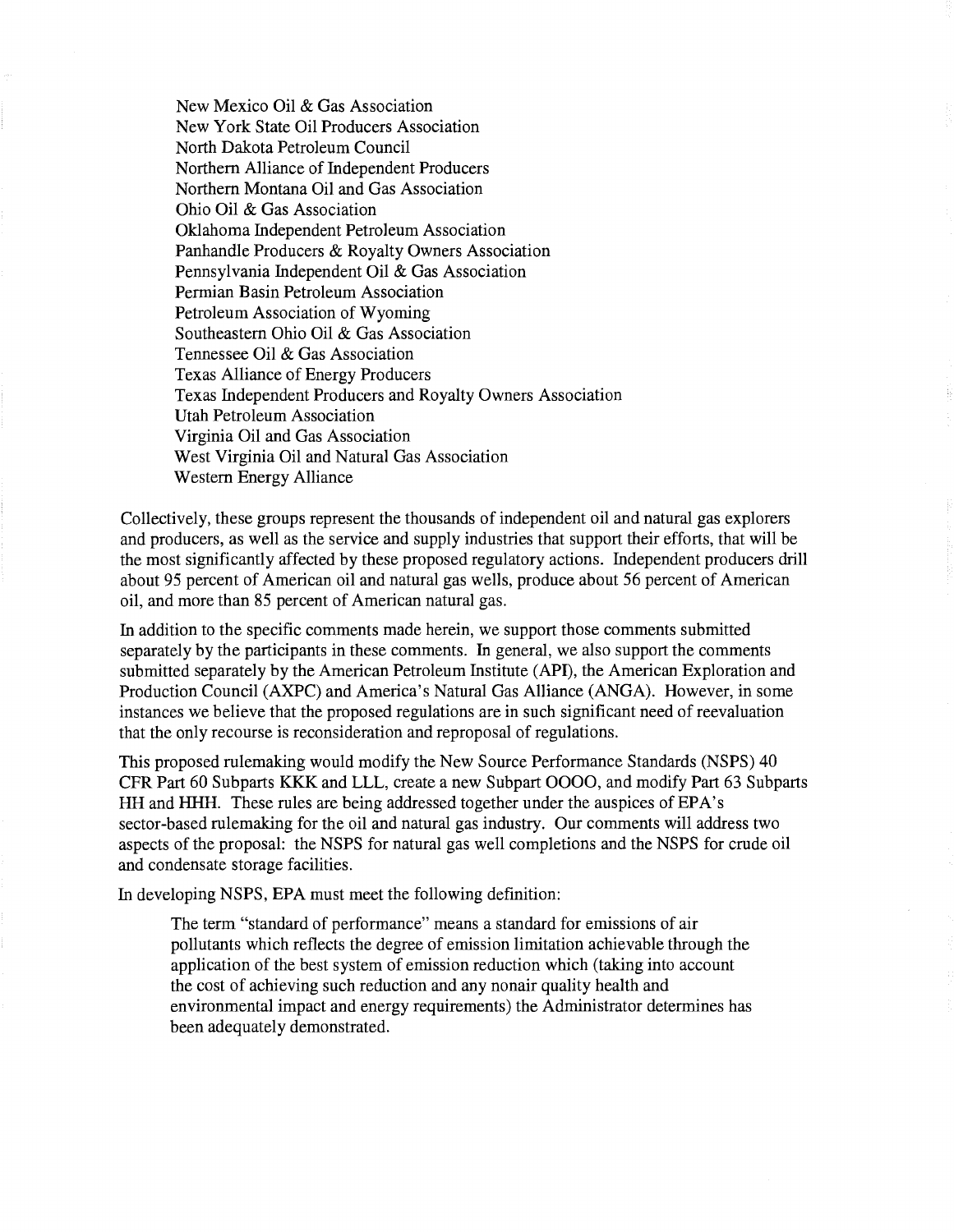New Mexico Oil & Gas Association
New York State Oil Producers Association
North Dakota Petroleum Council
Northern Alliance of Independent Producers
Northern Montana Oil and Gas Association
Ohio Oil & Gas Association
Oklahoma Independent Petroleum Association
Panhandle Producers & Royalty Owners Association
Pennsylvania Independent Oil & Gas Association
Permian Basin Petroleum Association
Petroleum Association of Wyoming
Southeastern Ohio Oil & Gas Association
Tennessee Oil & Gas Association
Texas Alliance of Energy Producers
Texas Independent Producers and Royalty Owners Association
Utah Petroleum Association
Virginia Oil and Gas Association
West Virginia Oil and Natural Gas Association
Western Energy Alliance

Collectively, these groups represent the thousands of independent oil and natural gas explorers and producers, as well as the service and supply industries that support their efforts, that will be the most significantly affected by these proposed regulatory actions. Independent producers drill about 95 percent of American oil and natural gas wells, produce about 56 percent of American oil, and more than 85 percent of American natural gas.

In addition to the specific comments made herein, we support those comments submitted separately by the participants in these comments. In general, we also support the comments submitted separately by the American Petroleum Institute (API), the American Exploration and Production Council (AXPC) and America's Natural Gas Alliance (ANGA). However, in some instances we believe that the proposed regulations are in such significant need of reevaluation that the only recourse is reconsideration and reproposal of regulations.

This proposed rulemaking would modify the New Source Performance Standards (NSPS) 40 CFR Part 60 Subparts KKK and LLL, create a new Subpart OOOO, and modify Part 63 Subparts HH and HHH. These rules are being addressed together under the auspices of EPA's sector-based rulemaking for the oil and natural gas industry. Our comments will address two aspects of the proposal: the NSPS for natural gas well completions and the NSPS for crude oil and condensate storage facilities.

In developing NSPS, EPA must meet the following definition:

> The term "standard of performance" means a standard for emissions of air pollutants which reflects the degree of emission limitation achievable through the application of the best system of emission reduction which (taking into account the cost of achieving such reduction and any nonair quality health and environmental impact and energy requirements) the Administrator determines has been adequately demonstrated.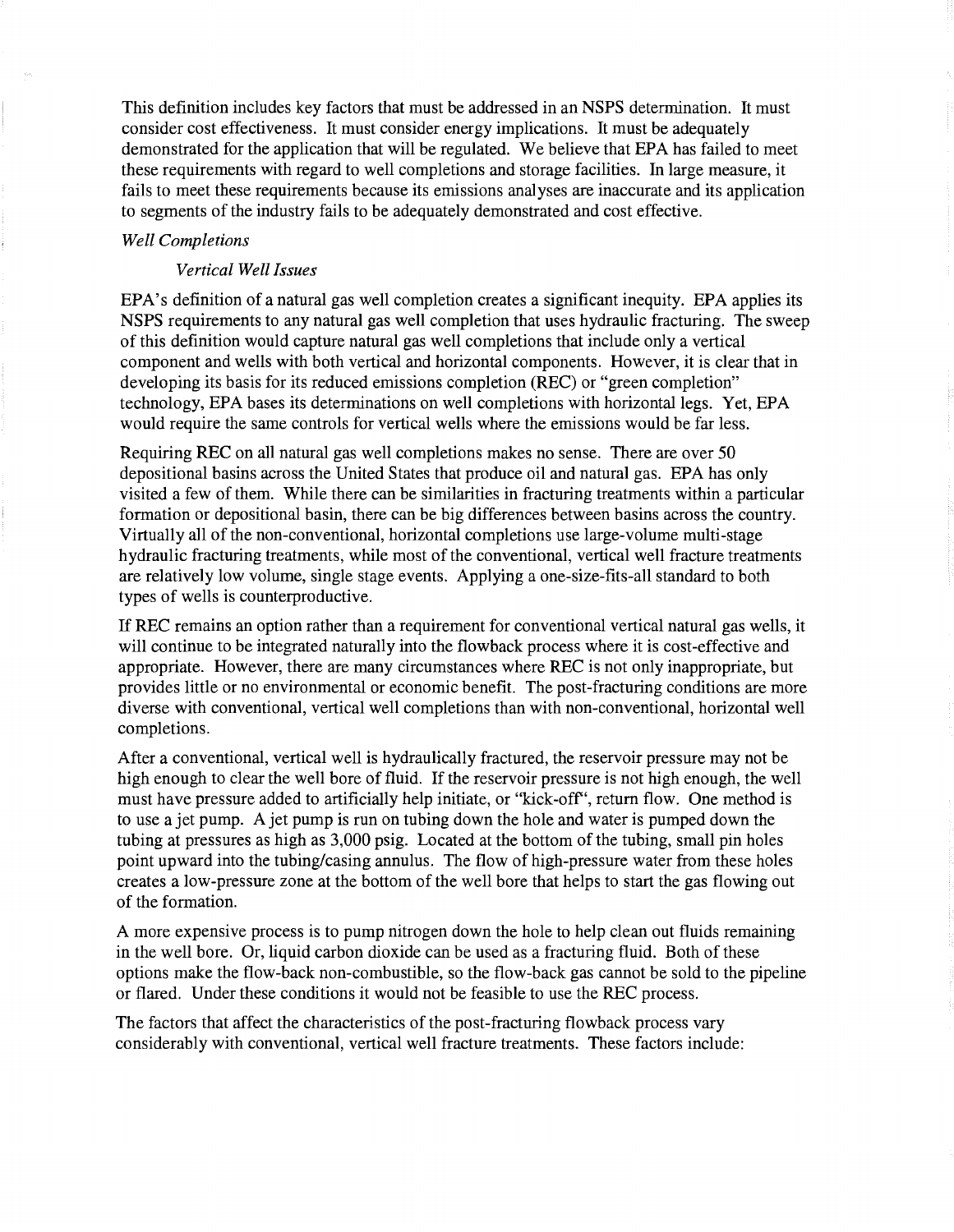This definition includes key factors that must be addressed in an NSPS determination. It must consider cost effectiveness. It must consider energy implications. It must be adequately demonstrated for the application that will be regulated. We believe that EPA has failed to meet these requirements with regard to well completions and storage facilities. In large measure, it fails to meet these requirements because its emissions analyses are inaccurate and its application to segments of the industry fails to be adequately demonstrated and cost effective.

*Well Completions*

*Vertical Well Issues*

EPA's definition of a natural gas well completion creates a significant inequity. EPA applies its NSPS requirements to any natural gas well completion that uses hydraulic fracturing. The sweep of this definition would capture natural gas well completions that include only a vertical component and wells with both vertical and horizontal components. However, it is clear that in developing its basis for its reduced emissions completion (REC) or "green completion" technology, EPA bases its determinations on well completions with horizontal legs. Yet, EPA would require the same controls for vertical wells where the emissions would be far less.

Requiring REC on all natural gas well completions makes no sense. There are over 50 depositional basins across the United States that produce oil and natural gas. EPA has only visited a few of them. While there can be similarities in fracturing treatments within a particular formation or depositional basin, there can be big differences between basins across the country. Virtually all of the non-conventional, horizontal completions use large-volume multi-stage hydraulic fracturing treatments, while most of the conventional, vertical well fracture treatments are relatively low volume, single stage events. Applying a one-size-fits-all standard to both types of wells is counterproductive.

If REC remains an option rather than a requirement for conventional vertical natural gas wells, it will continue to be integrated naturally into the flowback process where it is cost-effective and appropriate. However, there are many circumstances where REC is not only inappropriate, but provides little or no environmental or economic benefit. The post-fracturing conditions are more diverse with conventional, vertical well completions than with non-conventional, horizontal well completions.

After a conventional, vertical well is hydraulically fractured, the reservoir pressure may not be high enough to clear the well bore of fluid. If the reservoir pressure is not high enough, the well must have pressure added to artificially help initiate, or "kick-off", return flow. One method is to use a jet pump. A jet pump is run on tubing down the hole and water is pumped down the tubing at pressures as high as 3,000 psig. Located at the bottom of the tubing, small pin holes point upward into the tubing/casing annulus. The flow of high-pressure water from these holes creates a low-pressure zone at the bottom of the well bore that helps to start the gas flowing out of the formation.

A more expensive process is to pump nitrogen down the hole to help clean out fluids remaining in the well bore. Or, liquid carbon dioxide can be used as a fracturing fluid. Both of these options make the flow-back non-combustible, so the flow-back gas cannot be sold to the pipeline or flared. Under these conditions it would not be feasible to use the REC process.

The factors that affect the characteristics of the post-fracturing flowback process vary considerably with conventional, vertical well fracture treatments. These factors include: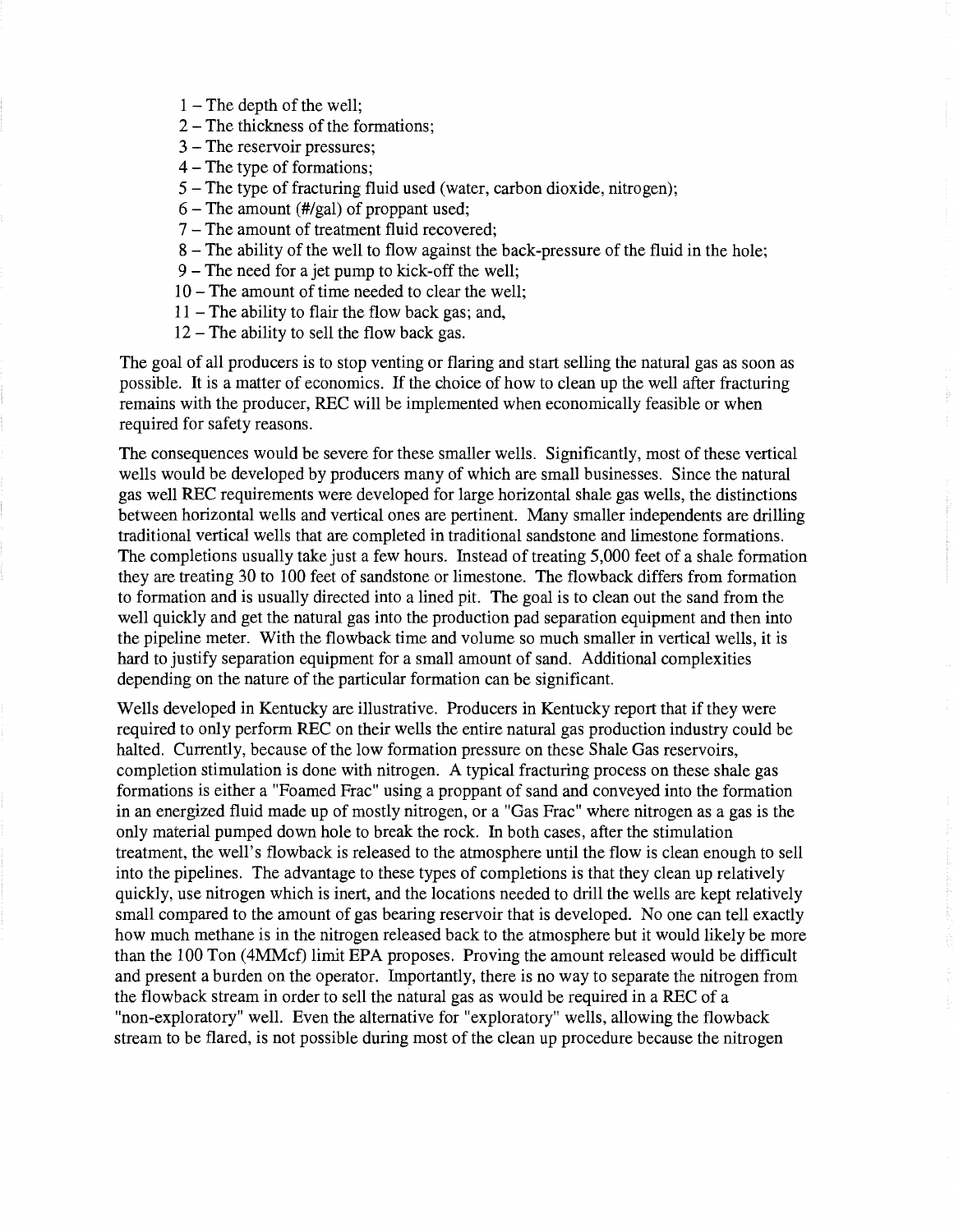1 – The depth of the well;
2 – The thickness of the formations;
3 – The reservoir pressures;
4 – The type of formations;
5 – The type of fracturing fluid used (water, carbon dioxide, nitrogen);
6 – The amount (#/gal) of proppant used;
7 – The amount of treatment fluid recovered;
8 – The ability of the well to flow against the back-pressure of the fluid in the hole;
9 – The need for a jet pump to kick-off the well;
10 – The amount of time needed to clear the well;
11 – The ability to flair the flow back gas; and,
12 – The ability to sell the flow back gas.

The goal of all producers is to stop venting or flaring and start selling the natural gas as soon as possible. It is a matter of economics. If the choice of how to clean up the well after fracturing remains with the producer, REC will be implemented when economically feasible or when required for safety reasons.

The consequences would be severe for these smaller wells. Significantly, most of these vertical wells would be developed by producers many of which are small businesses. Since the natural gas well REC requirements were developed for large horizontal shale gas wells, the distinctions between horizontal wells and vertical ones are pertinent. Many smaller independents are drilling traditional vertical wells that are completed in traditional sandstone and limestone formations. The completions usually take just a few hours. Instead of treating 5,000 feet of a shale formation they are treating 30 to 100 feet of sandstone or limestone. The flowback differs from formation to formation and is usually directed into a lined pit. The goal is to clean out the sand from the well quickly and get the natural gas into the production pad separation equipment and then into the pipeline meter. With the flowback time and volume so much smaller in vertical wells, it is hard to justify separation equipment for a small amount of sand. Additional complexities depending on the nature of the particular formation can be significant.

Wells developed in Kentucky are illustrative. Producers in Kentucky report that if they were required to only perform REC on their wells the entire natural gas production industry could be halted. Currently, because of the low formation pressure on these Shale Gas reservoirs, completion stimulation is done with nitrogen. A typical fracturing process on these shale gas formations is either a "Foamed Frac" using a proppant of sand and conveyed into the formation in an energized fluid made up of mostly nitrogen, or a "Gas Frac" where nitrogen as a gas is the only material pumped down hole to break the rock. In both cases, after the stimulation treatment, the well's flowback is released to the atmosphere until the flow is clean enough to sell into the pipelines. The advantage to these types of completions is that they clean up relatively quickly, use nitrogen which is inert, and the locations needed to drill the wells are kept relatively small compared to the amount of gas bearing reservoir that is developed. No one can tell exactly how much methane is in the nitrogen released back to the atmosphere but it would likely be more than the 100 Ton (4MMcf) limit EPA proposes. Proving the amount released would be difficult and present a burden on the operator. Importantly, there is no way to separate the nitrogen from the flowback stream in order to sell the natural gas as would be required in a REC of a "non-exploratory" well. Even the alternative for "exploratory" wells, allowing the flowback stream to be flared, is not possible during most of the clean up procedure because the nitrogen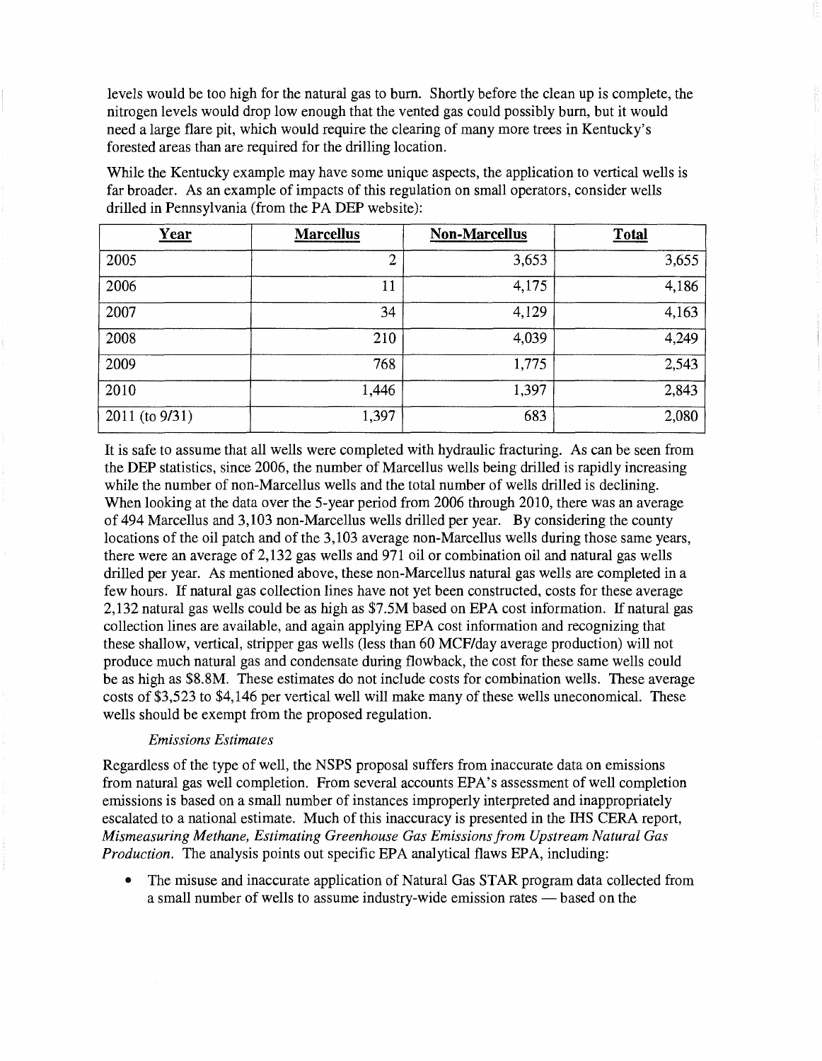levels would be too high for the natural gas to burn. Shortly before the clean up is complete, the nitrogen levels would drop low enough that the vented gas could possibly burn, but it would need a large flare pit, which would require the clearing of many more trees in Kentucky's forested areas than are required for the drilling location.

While the Kentucky example may have some unique aspects, the application to vertical wells is far broader. As an example of impacts of this regulation on small operators, consider wells drilled in Pennsylvania (from the PA DEP website):

| Year | Marcellus | Non-Marcellus | Total |
|---|---|---|---|
| 2005 | 2 | 3,653 | 3,655 |
| 2006 | 11 | 4,175 | 4,186 |
| 2007 | 34 | 4,129 | 4,163 |
| 2008 | 210 | 4,039 | 4,249 |
| 2009 | 768 | 1,775 | 2,543 |
| 2010 | 1,446 | 1,397 | 2,843 |
| 2011 (to 9/31) | 1,397 | 683 | 2,080 |

It is safe to assume that all wells were completed with hydraulic fracturing. As can be seen from the DEP statistics, since 2006, the number of Marcellus wells being drilled is rapidly increasing while the number of non-Marcellus wells and the total number of wells drilled is declining. When looking at the data over the 5-year period from 2006 through 2010, there was an average of 494 Marcellus and 3,103 non-Marcellus wells drilled per year. By considering the county locations of the oil patch and of the 3,103 average non-Marcellus wells during those same years, there were an average of 2,132 gas wells and 971 oil or combination oil and natural gas wells drilled per year. As mentioned above, these non-Marcellus natural gas wells are completed in a few hours. If natural gas collection lines have not yet been constructed, costs for these average 2,132 natural gas wells could be as high as $7.5M based on EPA cost information. If natural gas collection lines are available, and again applying EPA cost information and recognizing that these shallow, vertical, stripper gas wells (less than 60 MCF/day average production) will not produce much natural gas and condensate during flowback, the cost for these same wells could be as high as $8.8M. These estimates do not include costs for combination wells. These average costs of $3,523 to $4,146 per vertical well will make many of these wells uneconomical. These wells should be exempt from the proposed regulation.

*Emissions Estimates*

Regardless of the type of well, the NSPS proposal suffers from inaccurate data on emissions from natural gas well completion. From several accounts EPA's assessment of well completion emissions is based on a small number of instances improperly interpreted and inappropriately escalated to a national estimate. Much of this inaccuracy is presented in the IHS CERA report, *Mismeasuring Methane, Estimating Greenhouse Gas Emissions from Upstream Natural Gas Production.* The analysis points out specific EPA analytical flaws EPA, including:

- The misuse and inaccurate application of Natural Gas STAR program data collected from a small number of wells to assume industry-wide emission rates — based on the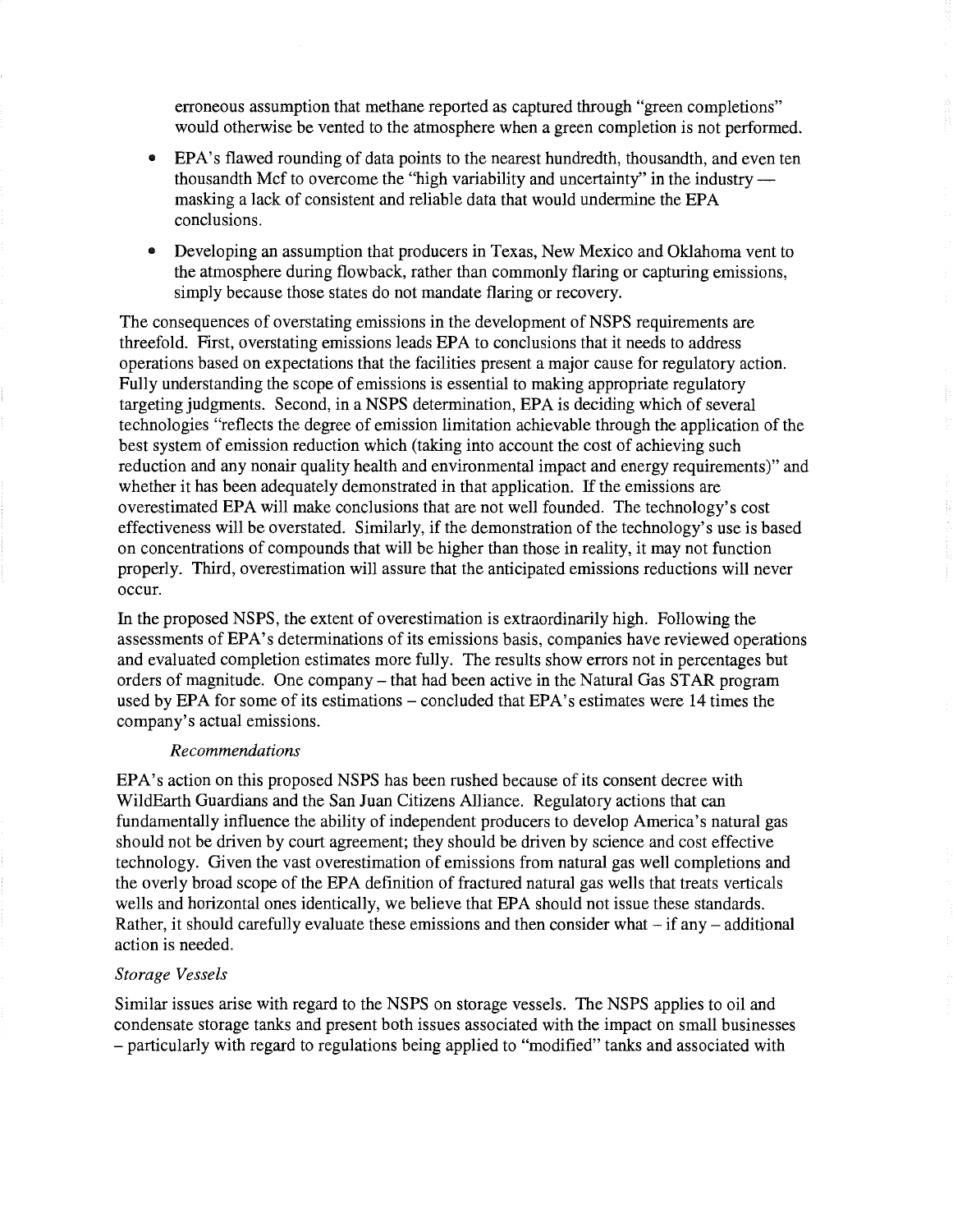erroneous assumption that methane reported as captured through "green completions" would otherwise be vented to the atmosphere when a green completion is not performed.

- EPA's flawed rounding of data points to the nearest hundredth, thousandth, and even ten thousandth Mcf to overcome the "high variability and uncertainty" in the industry — masking a lack of consistent and reliable data that would undermine the EPA conclusions.

- Developing an assumption that producers in Texas, New Mexico and Oklahoma vent to the atmosphere during flowback, rather than commonly flaring or capturing emissions, simply because those states do not mandate flaring or recovery.

The consequences of overstating emissions in the development of NSPS requirements are threefold. First, overstating emissions leads EPA to conclusions that it needs to address operations based on expectations that the facilities present a major cause for regulatory action. Fully understanding the scope of emissions is essential to making appropriate regulatory targeting judgments. Second, in a NSPS determination, EPA is deciding which of several technologies "reflects the degree of emission limitation achievable through the application of the best system of emission reduction which (taking into account the cost of achieving such reduction and any nonair quality health and environmental impact and energy requirements)" and whether it has been adequately demonstrated in that application. If the emissions are overestimated EPA will make conclusions that are not well founded. The technology's cost effectiveness will be overstated. Similarly, if the demonstration of the technology's use is based on concentrations of compounds that will be higher than those in reality, it may not function properly. Third, overestimation will assure that the anticipated emissions reductions will never occur.

In the proposed NSPS, the extent of overestimation is extraordinarily high. Following the assessments of EPA's determinations of its emissions basis, companies have reviewed operations and evaluated completion estimates more fully. The results show errors not in percentages but orders of magnitude. One company – that had been active in the Natural Gas STAR program used by EPA for some of its estimations – concluded that EPA's estimates were 14 times the company's actual emissions.

*Recommendations*

EPA's action on this proposed NSPS has been rushed because of its consent decree with WildEarth Guardians and the San Juan Citizens Alliance. Regulatory actions that can fundamentally influence the ability of independent producers to develop America's natural gas should not be driven by court agreement; they should be driven by science and cost effective technology. Given the vast overestimation of emissions from natural gas well completions and the overly broad scope of the EPA definition of fractured natural gas wells that treats verticals wells and horizontal ones identically, we believe that EPA should not issue these standards. Rather, it should carefully evaluate these emissions and then consider what – if any – additional action is needed.

*Storage Vessels*

Similar issues arise with regard to the NSPS on storage vessels. The NSPS applies to oil and condensate storage tanks and present both issues associated with the impact on small businesses – particularly with regard to regulations being applied to "modified" tanks and associated with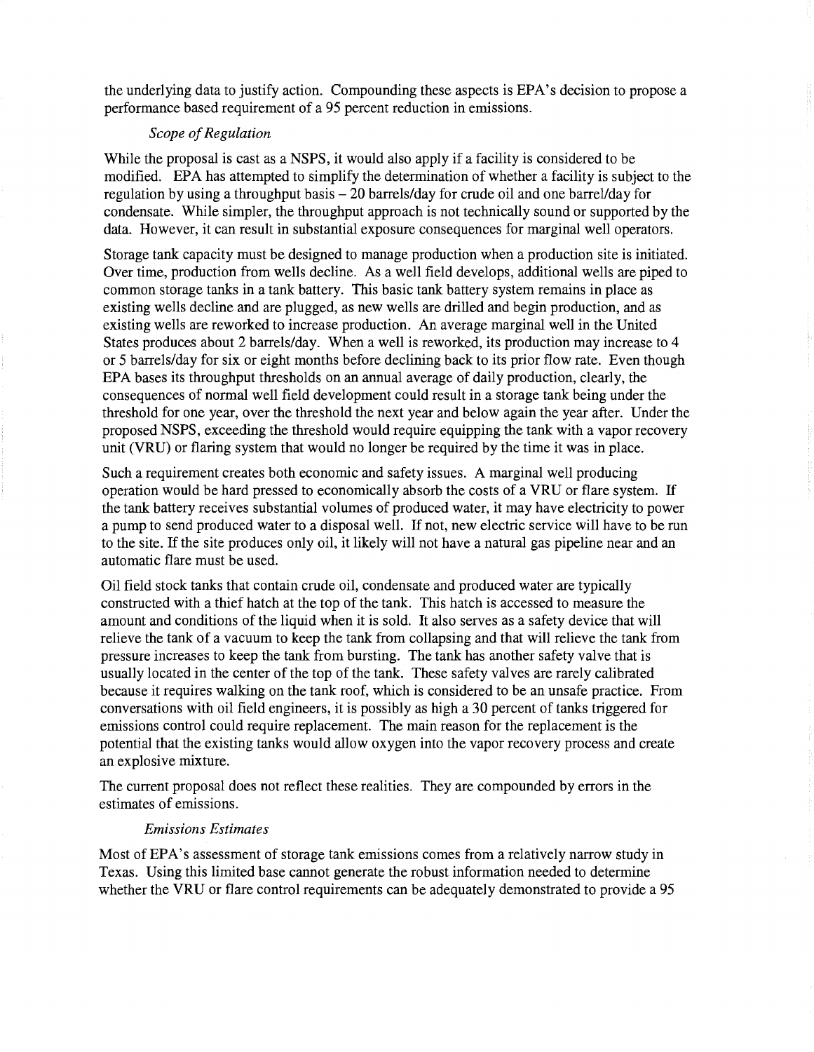the underlying data to justify action. Compounding these aspects is EPA's decision to propose a performance based requirement of a 95 percent reduction in emissions.

*Scope of Regulation*

While the proposal is cast as a NSPS, it would also apply if a facility is considered to be modified. EPA has attempted to simplify the determination of whether a facility is subject to the regulation by using a throughput basis – 20 barrels/day for crude oil and one barrel/day for condensate. While simpler, the throughput approach is not technically sound or supported by the data. However, it can result in substantial exposure consequences for marginal well operators.

Storage tank capacity must be designed to manage production when a production site is initiated. Over time, production from wells decline. As a well field develops, additional wells are piped to common storage tanks in a tank battery. This basic tank battery system remains in place as existing wells decline and are plugged, as new wells are drilled and begin production, and as existing wells are reworked to increase production. An average marginal well in the United States produces about 2 barrels/day. When a well is reworked, its production may increase to 4 or 5 barrels/day for six or eight months before declining back to its prior flow rate. Even though EPA bases its throughput thresholds on an annual average of daily production, clearly, the consequences of normal well field development could result in a storage tank being under the threshold for one year, over the threshold the next year and below again the year after. Under the proposed NSPS, exceeding the threshold would require equipping the tank with a vapor recovery unit (VRU) or flaring system that would no longer be required by the time it was in place.

Such a requirement creates both economic and safety issues. A marginal well producing operation would be hard pressed to economically absorb the costs of a VRU or flare system. If the tank battery receives substantial volumes of produced water, it may have electricity to power a pump to send produced water to a disposal well. If not, new electric service will have to be run to the site. If the site produces only oil, it likely will not have a natural gas pipeline near and an automatic flare must be used.

Oil field stock tanks that contain crude oil, condensate and produced water are typically constructed with a thief hatch at the top of the tank. This hatch is accessed to measure the amount and conditions of the liquid when it is sold. It also serves as a safety device that will relieve the tank of a vacuum to keep the tank from collapsing and that will relieve the tank from pressure increases to keep the tank from bursting. The tank has another safety valve that is usually located in the center of the top of the tank. These safety valves are rarely calibrated because it requires walking on the tank roof, which is considered to be an unsafe practice. From conversations with oil field engineers, it is possibly as high a 30 percent of tanks triggered for emissions control could require replacement. The main reason for the replacement is the potential that the existing tanks would allow oxygen into the vapor recovery process and create an explosive mixture.

The current proposal does not reflect these realities. They are compounded by errors in the estimates of emissions.

*Emissions Estimates*

Most of EPA's assessment of storage tank emissions comes from a relatively narrow study in Texas. Using this limited base cannot generate the robust information needed to determine whether the VRU or flare control requirements can be adequately demonstrated to provide a 95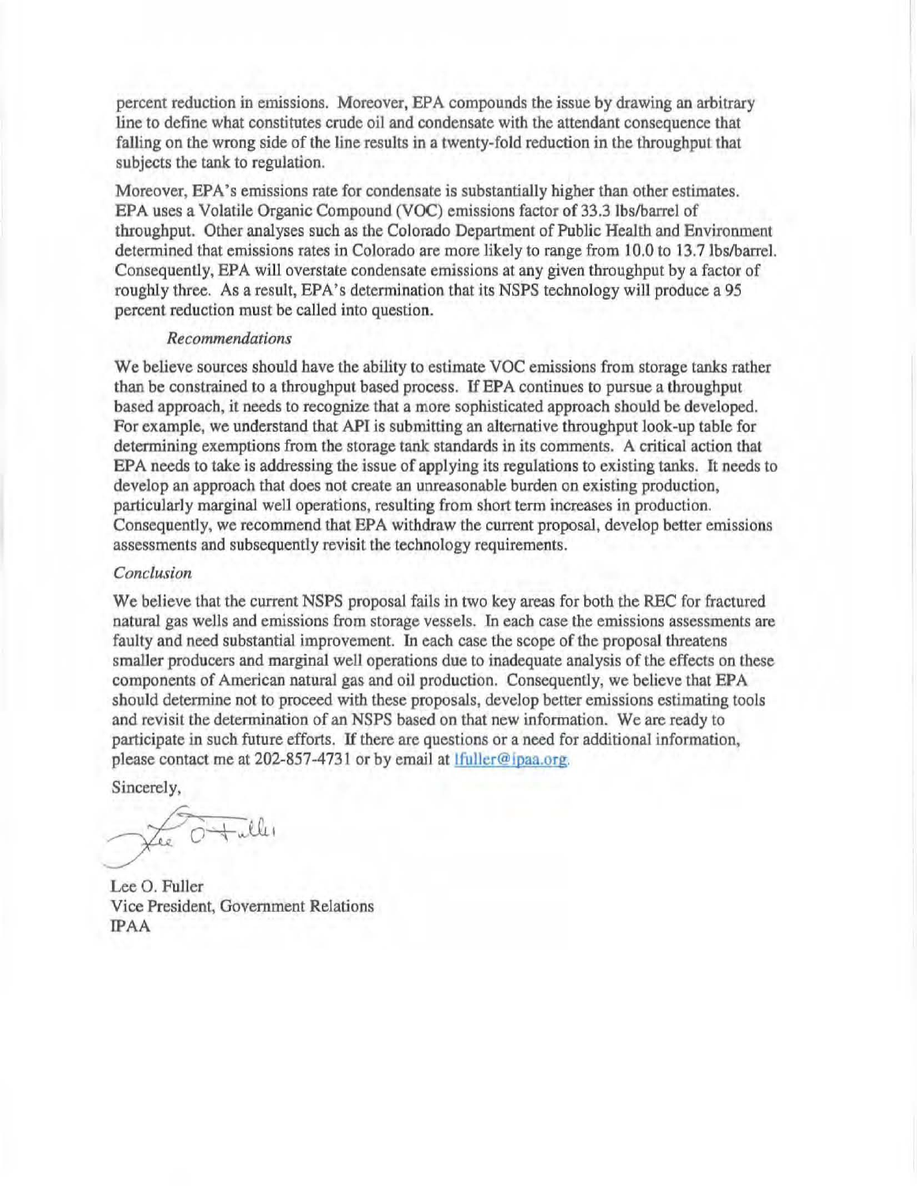percent reduction in emissions. Moreover, EPA compounds the issue by drawing an arbitrary line to define what constitutes crude oil and condensate with the attendant consequence that falling on the wrong side of the line results in a twenty-fold reduction in the throughput that subjects the tank to regulation.

Moreover, EPA's emissions rate for condensate is substantially higher than other estimates. EPA uses a Volatile Organic Compound (VOC) emissions factor of 33.3 lbs/barrel of throughput. Other analyses such as the Colorado Department of Public Health and Environment determined that emissions rates in Colorado are more likely to range from 10.0 to 13.7 lbs/barrel. Consequently, EPA will overstate condensate emissions at any given throughput by a factor of roughly three. As a result, EPA's determination that its NSPS technology will produce a 95 percent reduction must be called into question.

*Recommendations*

We believe sources should have the ability to estimate VOC emissions from storage tanks rather than be constrained to a throughput based process. If EPA continues to pursue a throughput based approach, it needs to recognize that a more sophisticated approach should be developed. For example, we understand that API is submitting an alternative throughput look-up table for determining exemptions from the storage tank standards in its comments. A critical action that EPA needs to take is addressing the issue of applying its regulations to existing tanks. It needs to develop an approach that does not create an unreasonable burden on existing production, particularly marginal well operations, resulting from short term increases in production. Consequently, we recommend that EPA withdraw the current proposal, develop better emissions assessments and subsequently revisit the technology requirements.

*Conclusion*

We believe that the current NSPS proposal fails in two key areas for both the REC for fractured natural gas wells and emissions from storage vessels. In each case the emissions assessments are faulty and need substantial improvement. In each case the scope of the proposal threatens smaller producers and marginal well operations due to inadequate analysis of the effects on these components of American natural gas and oil production. Consequently, we believe that EPA should determine not to proceed with these proposals, develop better emissions estimating tools and revisit the determination of an NSPS based on that new information. We are ready to participate in such future efforts. If there are questions or a need for additional information, please contact me at 202-857-4731 or by email at lfuller@ipaa.org.

Sincerely,

Lee O. Fuller
Vice President, Government Relations
IPAA